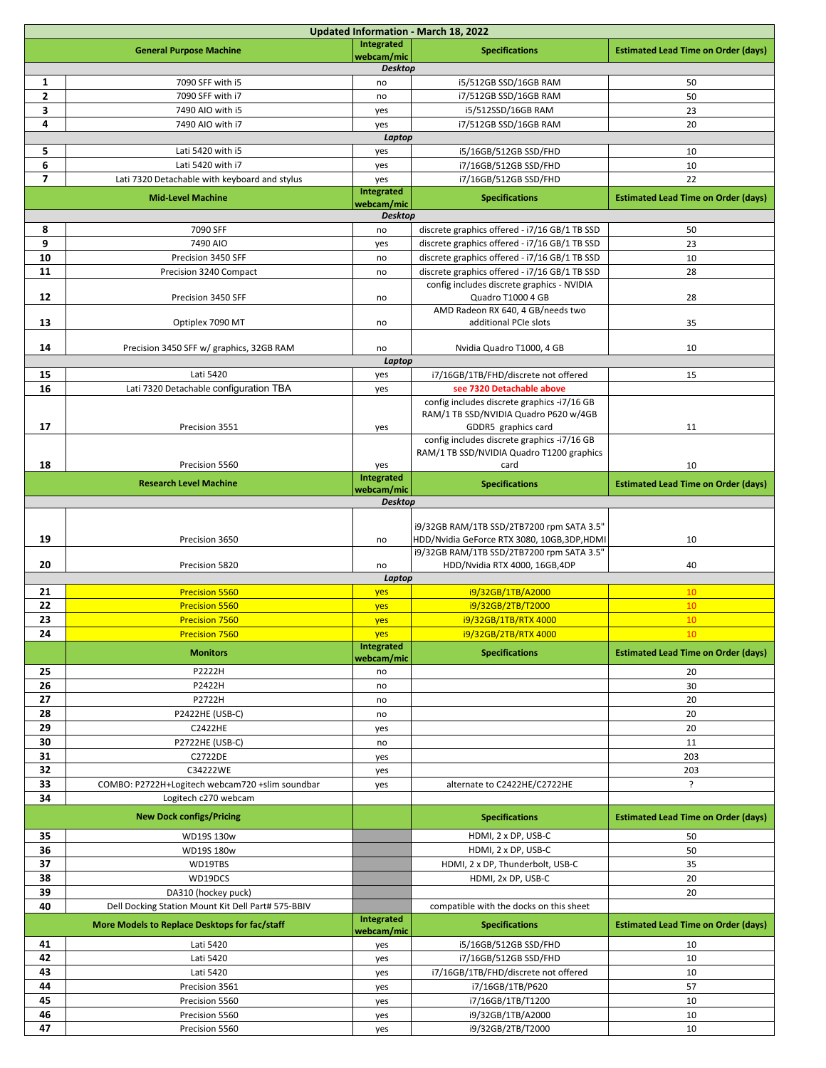| Updated Information - March 18, 2022 | | | | |
|---|---|---|---|---|
| | **General Purpose Machine** | **Integrated webcam/mic** | **Specifications** | **Estimated Lead Time on Order (days)** |
| | | ***Desktop*** | | |
| 1 | 7090 SFF with i5 | no | i5/512GB SSD/16GB RAM | 50 |
| 2 | 7090 SFF with i7 | no | i7/512GB SSD/16GB RAM | 50 |
| 3 | 7490 AIO with i5 | yes | i5/512SSD/16GB RAM | 23 |
| 4 | 7490 AIO with i7 | yes | i7/512GB SSD/16GB RAM | 20 |
| | | ***Laptop*** | | |
| 5 | Lati 5420 with i5 | yes | i5/16GB/512GB SSD/FHD | 10 |
| 6 | Lati 5420 with i7 | yes | i7/16GB/512GB SSD/FHD | 10 |
| 7 | Lati 7320 Detachable with keyboard and stylus | yes | i7/16GB/512GB SSD/FHD | 22 |
| | **Mid-Level Machine** | **Integrated webcam/mic** | **Specifications** | **Estimated Lead Time on Order (days)** |
| | | ***Desktop*** | | |
| 8 | 7090 SFF | no | discrete graphics offered - i7/16 GB/1 TB SSD | 50 |
| 9 | 7490 AIO | yes | discrete graphics offered - i7/16 GB/1 TB SSD | 23 |
| 10 | Precision 3450 SFF | no | discrete graphics offered - i7/16 GB/1 TB SSD | 10 |
| 11 | Precision 3240 Compact | no | discrete graphics offered - i7/16 GB/1 TB SSD | 28 |
| 12 | Precision 3450 SFF | no | config includes discrete graphics - NVIDIA Quadro T1000 4 GB | 28 |
| 13 | Optiplex 7090 MT | no | AMD Radeon RX 640, 4 GB/needs two additional PCIe slots | 35 |
| 14 | Precision 3450 SFF w/ graphics, 32GB RAM | no | Nvidia Quadro T1000, 4 GB | 10 |
| | | ***Laptop*** | | |
| 15 | Lati 5420 | yes | i7/16GB/1TB/FHD/discrete not offered | 15 |
| 16 | Lati 7320 Detachable configuration TBA | yes | **see 7320 Detachable above** | |
| 17 | Precision 3551 | yes | config includes discrete graphics -i7/16 GB RAM/1 TB SSD/NVIDIA Quadro P620 w/4GB GDDR5 graphics card | 11 |
| 18 | Precision 5560 | yes | config includes discrete graphics -i7/16 GB RAM/1 TB SSD/NVIDIA Quadro T1200 graphics card | 10 |
| | **Research Level Machine** | **Integrated webcam/mic** | **Specifications** | **Estimated Lead Time on Order (days)** |
| | | ***Desktop*** | | |
| 19 | Precision 3650 | no | i9/32GB RAM/1TB SSD/2TB7200 rpm SATA 3.5" HDD/Nvidia GeForce RTX 3080, 10GB,3DP,HDMI | 10 |
| 20 | Precision 5820 | no | i9/32GB RAM/1TB SSD/2TB7200 rpm SATA 3.5" HDD/Nvidia RTX 4000, 16GB,4DP | 40 |
| | | ***Laptop*** | | |
| 21 | Precision 5560 | yes | i9/32GB/1TB/A2000 | 10 |
| 22 | Precision 5560 | yes | i9/32GB/2TB/T2000 | 10 |
| 23 | Precision 7560 | yes | i9/32GB/1TB/RTX 4000 | 10 |
| 24 | Precision 7560 | yes | i9/32GB/2TB/RTX 4000 | 10 |
| | **Monitors** | **Integrated webcam/mic** | **Specifications** | **Estimated Lead Time on Order (days)** |
| 25 | P2222H | no | | 20 |
| 26 | P2422H | no | | 30 |
| 27 | P2722H | no | | 20 |
| 28 | P2422HE (USB-C) | no | | 20 |
| 29 | C2422HE | yes | | 20 |
| 30 | P2722HE (USB-C) | no | | 11 |
| 31 | C2722DE | yes | | 203 |
| 32 | C34222WE | yes | | 203 |
| 33 | COMBO: P2722H+Logitech webcam720 +slim soundbar | yes | alternate to C2422HE/C2722HE | ? |
| 34 | Logitech c270 webcam | | | |
| | **New Dock configs/Pricing** | | **Specifications** | **Estimated Lead Time on Order (days)** |
| 35 | WD19S 130w | | HDMI, 2 x DP, USB-C | 50 |
| 36 | WD19S 180w | | HDMI, 2 x DP, USB-C | 50 |
| 37 | WD19TBS | | HDMI, 2 x DP, Thunderbolt, USB-C | 35 |
| 38 | WD19DCS | | HDMI, 2x DP, USB-C | 20 |
| 39 | DA310 (hockey puck) | | | 20 |
| 40 | Dell Docking Station Mount Kit Dell Part# 575-BBIV | | compatible with the docks on this sheet | |
| | **More Models to Replace Desktops for fac/staff** | **Integrated webcam/mic** | **Specifications** | **Estimated Lead Time on Order (days)** |
| 41 | Lati 5420 | yes | i5/16GB/512GB SSD/FHD | 10 |
| 42 | Lati 5420 | yes | i7/16GB/512GB SSD/FHD | 10 |
| 43 | Lati 5420 | yes | i7/16GB/1TB/FHD/discrete not offered | 10 |
| 44 | Precision 3561 | yes | i7/16GB/1TB/P620 | 57 |
| 45 | Precision 5560 | yes | i7/16GB/1TB/T1200 | 10 |
| 46 | Precision 5560 | yes | i9/32GB/1TB/A2000 | 10 |
| 47 | Precision 5560 | yes | i9/32GB/2TB/T2000 | 10 |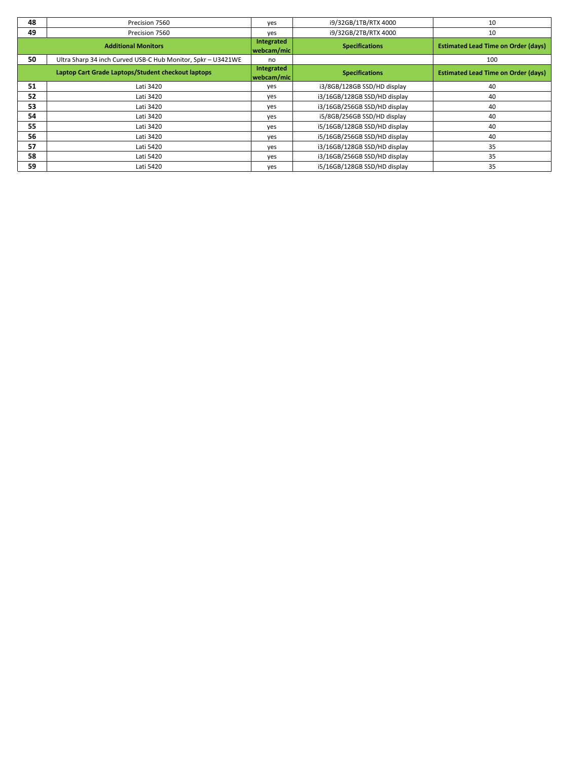| | | | | |
|---|---|---|---|---|
| 48 | Precision 7560 | yes | i9/32GB/1TB/RTX 4000 | 10 |
| 49 | Precision 7560 | yes | i9/32GB/2TB/RTX 4000 | 10 |
| **Additional Monitors** | | **Integrated webcam/mic** | **Specifications** | **Estimated Lead Time on Order (days)** |
| 50 | Ultra Sharp 34 inch Curved USB-C Hub Monitor, Spkr – U3421WE | no | | 100 |
| **Laptop Cart Grade Laptops/Student checkout laptops** | | **Integrated webcam/mic** | **Specifications** | **Estimated Lead Time on Order (days)** |
| 51 | Lati 3420 | yes | i3/8GB/128GB SSD/HD display | 40 |
| 52 | Lati 3420 | yes | i3/16GB/128GB SSD/HD display | 40 |
| 53 | Lati 3420 | yes | i3/16GB/256GB SSD/HD display | 40 |
| 54 | Lati 3420 | yes | i5/8GB/256GB SSD/HD display | 40 |
| 55 | Lati 3420 | yes | i5/16GB/128GB SSD/HD display | 40 |
| 56 | Lati 3420 | yes | i5/16GB/256GB SSD/HD display | 40 |
| 57 | Lati 5420 | yes | i3/16GB/128GB SSD/HD display | 35 |
| 58 | Lati 5420 | yes | i3/16GB/256GB SSD/HD display | 35 |
| 59 | Lati 5420 | yes | i5/16GB/128GB SSD/HD display | 35 |